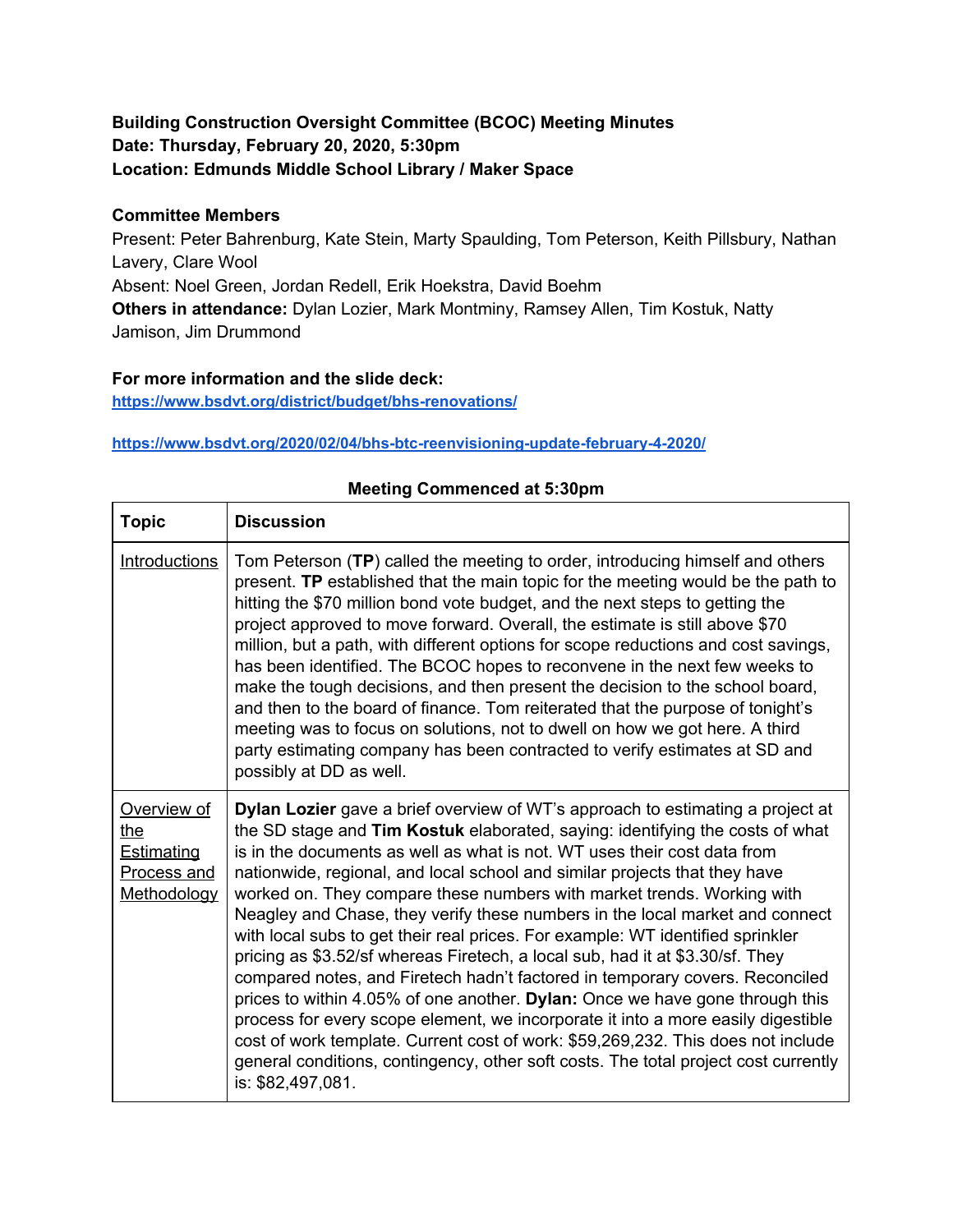**Building Construction Oversight Committee (BCOC) Meeting Minutes**
**Date: Thursday, February 20, 2020, 5:30pm**
**Location: Edmunds Middle School Library / Maker Space**

**Committee Members**
Present: Peter Bahrenburg, Kate Stein, Marty Spaulding, Tom Peterson, Keith Pillsbury, Nathan Lavery, Clare Wool
Absent: Noel Green, Jordan Redell, Erik Hoekstra, David Boehm
**Others in attendance:** Dylan Lozier, Mark Montminy, Ramsey Allen, Tim Kostuk, Natty Jamison, Jim Drummond

**For more information and the slide deck:**
**https://www.bsdvt.org/district/budget/bhs-renovations/**

**https://www.bsdvt.org/2020/02/04/bhs-btc-reenvisioning-update-february-4-2020/**

**Meeting Commenced at 5:30pm**

| **Topic** | **Discussion** |
|---|---|
| Introductions | Tom Peterson (**TP**) called the meeting to order, introducing himself and others present. **TP** established that the main topic for the meeting would be the path to hitting the $70 million bond vote budget, and the next steps to getting the project approved to move forward. Overall, the estimate is still above $70 million, but a path, with different options for scope reductions and cost savings, has been identified. The BCOC hopes to reconvene in the next few weeks to make the tough decisions, and then present the decision to the school board, and then to the board of finance. Tom reiterated that the purpose of tonight's meeting was to focus on solutions, not to dwell on how we got here. A third party estimating company has been contracted to verify estimates at SD and possibly at DD as well. |
| Overview of the Estimating Process and Methodology | **Dylan Lozier** gave a brief overview of WT's approach to estimating a project at the SD stage and **Tim Kostuk** elaborated, saying: identifying the costs of what is in the documents as well as what is not. WT uses their cost data from nationwide, regional, and local school and similar projects that they have worked on. They compare these numbers with market trends. Working with Neagley and Chase, they verify these numbers in the local market and connect with local subs to get their real prices. For example: WT identified sprinkler pricing as $3.52/sf whereas Firetech, a local sub, had it at $3.30/sf. They compared notes, and Firetech hadn't factored in temporary covers. Reconciled prices to within 4.05% of one another. **Dylan:** Once we have gone through this process for every scope element, we incorporate it into a more easily digestible cost of work template. Current cost of work: $59,269,232. This does not include general conditions, contingency, other soft costs. The total project cost currently is: $82,497,081. |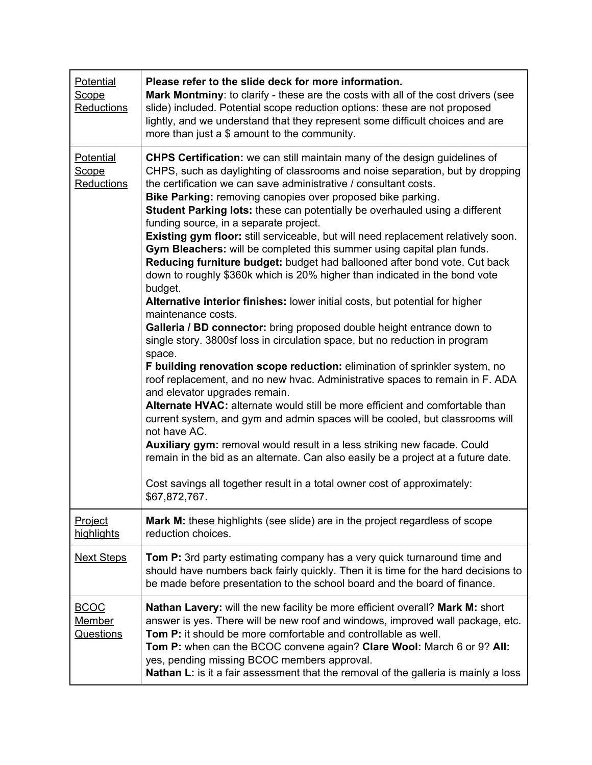| | |
|---|---|
| <u>Potential Scope Reductions</u> | **Please refer to the slide deck for more information.**<br>**Mark Montminy**: to clarify - these are the costs with all of the cost drivers (see slide) included. Potential scope reduction options: these are not proposed lightly, and we understand that they represent some difficult choices and are more than just a $ amount to the community. |
| <u>Potential Scope Reductions</u> | **CHPS Certification:** we can still maintain many of the design guidelines of CHPS, such as daylighting of classrooms and noise separation, but by dropping the certification we can save administrative / consultant costs.<br>**Bike Parking:** removing canopies over proposed bike parking.<br>**Student Parking lots:** these can potentially be overhauled using a different funding source, in a separate project.<br>**Existing gym floor:** still serviceable, but will need replacement relatively soon.<br>**Gym Bleachers:** will be completed this summer using capital plan funds.<br>**Reducing furniture budget:** budget had ballooned after bond vote. Cut back down to roughly $360k which is 20% higher than indicated in the bond vote budget.<br>**Alternative interior finishes:** lower initial costs, but potential for higher maintenance costs.<br>**Galleria / BD connector:** bring proposed double height entrance down to single story. 3800sf loss in circulation space, but no reduction in program space.<br>**F building renovation scope reduction:** elimination of sprinkler system, no roof replacement, and no new hvac. Administrative spaces to remain in F. ADA and elevator upgrades remain.<br>**Alternate HVAC:** alternate would still be more efficient and comfortable than current system, and gym and admin spaces will be cooled, but classrooms will not have AC.<br>**Auxiliary gym:** removal would result in a less striking new facade. Could remain in the bid as an alternate. Can also easily be a project at a future date.<br><br>Cost savings all together result in a total owner cost of approximately: $67,872,767. |
| <u>Project highlights</u> | **Mark M:** these highlights (see slide) are in the project regardless of scope reduction choices. |
| <u>Next Steps</u> | **Tom P:** 3rd party estimating company has a very quick turnaround time and should have numbers back fairly quickly. Then it is time for the hard decisions to be made before presentation to the school board and the board of finance. |
| <u>BCOC Member Questions</u> | **Nathan Lavery:** will the new facility be more efficient overall? **Mark M:** short answer is yes. There will be new roof and windows, improved wall package, etc.<br>**Tom P:** it should be more comfortable and controllable as well.<br>**Tom P:** when can the BCOC convene again? **Clare Wool:** March 6 or 9? **All:** yes, pending missing BCOC members approval.<br>**Nathan L:** is it a fair assessment that the removal of the galleria is mainly a loss |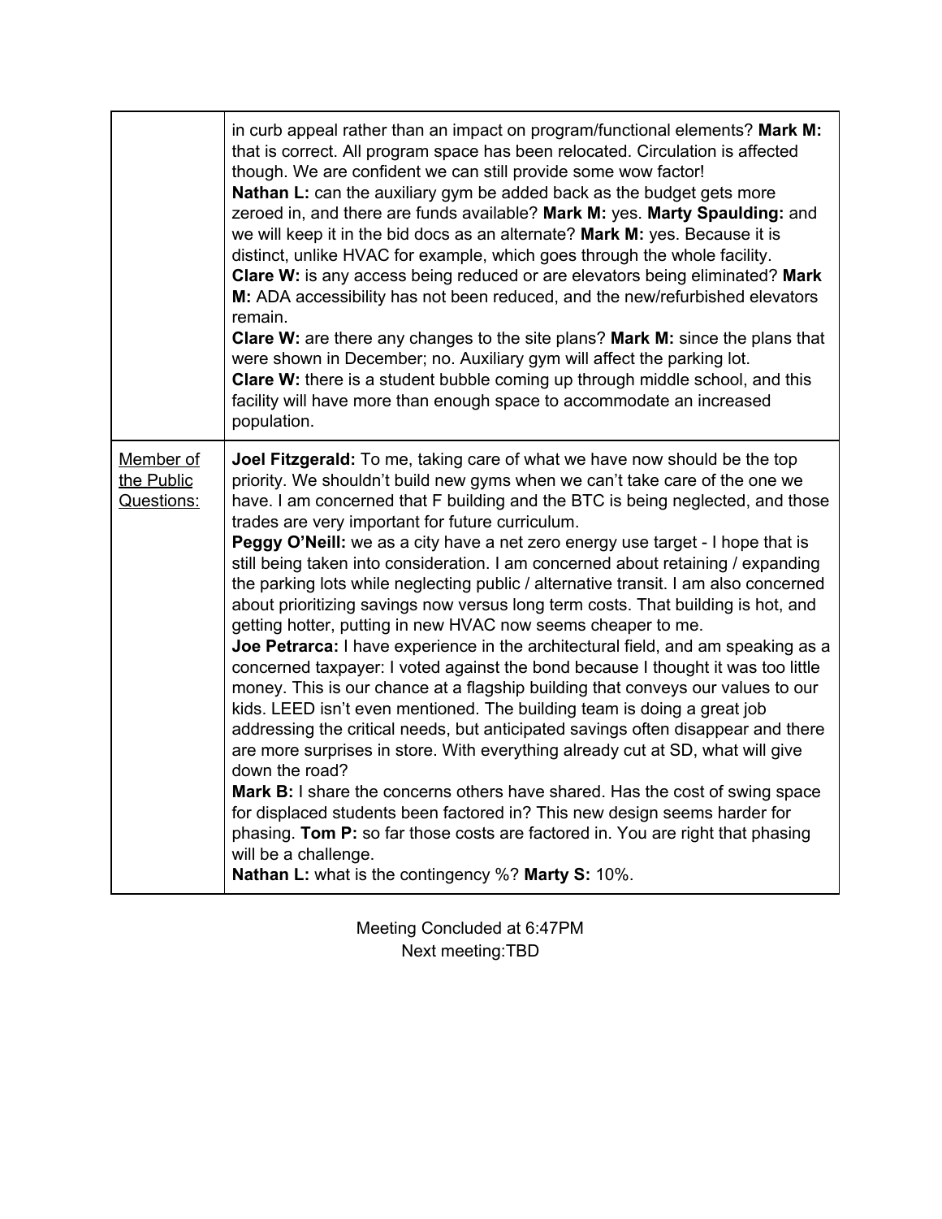| | |
|---|---|
| | in curb appeal rather than an impact on program/functional elements? **Mark M:** that is correct. All program space has been relocated. Circulation is affected though. We are confident we can still provide some wow factor!<br>**Nathan L:** can the auxiliary gym be added back as the budget gets more zeroed in, and there are funds available? **Mark M:** yes. **Marty Spaulding:** and we will keep it in the bid docs as an alternate? **Mark M:** yes. Because it is distinct, unlike HVAC for example, which goes through the whole facility.<br>**Clare W:** is any access being reduced or are elevators being eliminated? **Mark M:** ADA accessibility has not been reduced, and the new/refurbished elevators remain.<br>**Clare W:** are there any changes to the site plans? **Mark M:** since the plans that were shown in December; no. Auxiliary gym will affect the parking lot.<br>**Clare W:** there is a student bubble coming up through middle school, and this facility will have more than enough space to accommodate an increased population. |
| <u>Member of the Public Questions:</u> | **Joel Fitzgerald:** To me, taking care of what we have now should be the top priority. We shouldn't build new gyms when we can't take care of the one we have. I am concerned that F building and the BTC is being neglected, and those trades are very important for future curriculum.<br>**Peggy O'Neill:** we as a city have a net zero energy use target - I hope that is still being taken into consideration. I am concerned about retaining / expanding the parking lots while neglecting public / alternative transit. I am also concerned about prioritizing savings now versus long term costs. That building is hot, and getting hotter, putting in new HVAC now seems cheaper to me.<br>**Joe Petrarca:** I have experience in the architectural field, and am speaking as a concerned taxpayer: I voted against the bond because I thought it was too little money. This is our chance at a flagship building that conveys our values to our kids. LEED isn't even mentioned. The building team is doing a great job addressing the critical needs, but anticipated savings often disappear and there are more surprises in store. With everything already cut at SD, what will give down the road?<br>**Mark B:** I share the concerns others have shared. Has the cost of swing space for displaced students been factored in? This new design seems harder for phasing. **Tom P:** so far those costs are factored in. You are right that phasing will be a challenge.<br>**Nathan L:** what is the contingency %? **Marty S:** 10%. |

Meeting Concluded at 6:47PM

Next meeting:TBD